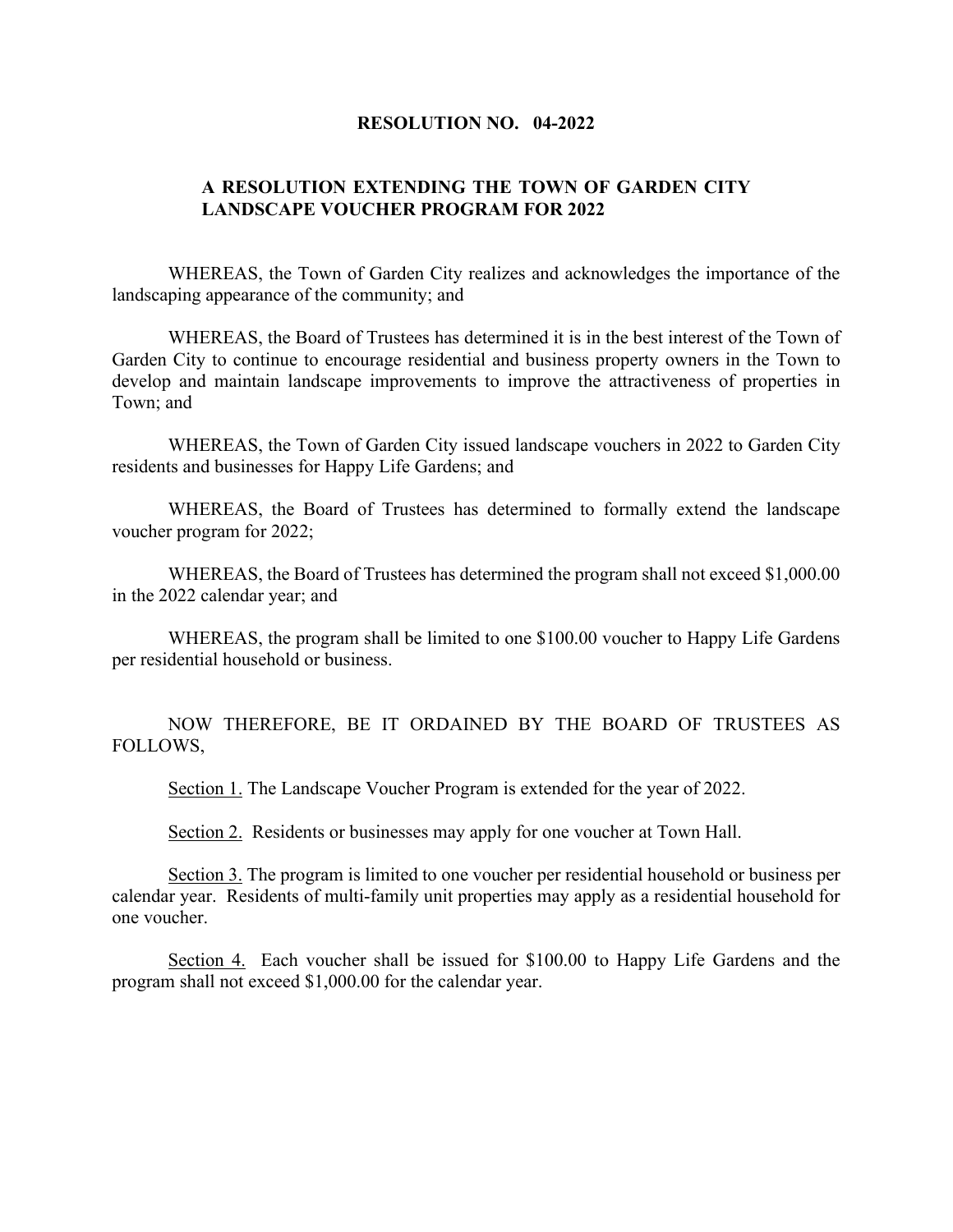# RESOLUTION NO. 04-2022

## A RESOLUTION EXTENDING THE TOWN OF GARDEN CITY LANDSCAPE VOUCHER PROGRAM FOR 2022

WHEREAS, the Town of Garden City realizes and acknowledges the importance of the landscaping appearance of the community; and

WHEREAS, the Board of Trustees has determined it is in the best interest of the Town of Garden City to continue to encourage residential and business property owners in the Town to develop and maintain landscape improvements to improve the attractiveness of properties in Town; and

WHEREAS, the Town of Garden City issued landscape vouchers in 2022 to Garden City residents and businesses for Happy Life Gardens; and

WHEREAS, the Board of Trustees has determined to formally extend the landscape voucher program for 2022;

WHEREAS, the Board of Trustees has determined the program shall not exceed $1,000.00 in the 2022 calendar year; and

WHEREAS, the program shall be limited to one $100.00 voucher to Happy Life Gardens per residential household or business.

NOW THEREFORE, BE IT ORDAINED BY THE BOARD OF TRUSTEES AS FOLLOWS,

Section 1. The Landscape Voucher Program is extended for the year of 2022.

Section 2. Residents or businesses may apply for one voucher at Town Hall.

Section 3. The program is limited to one voucher per residential household or business per calendar year. Residents of multi-family unit properties may apply as a residential household for one voucher.

Section 4. Each voucher shall be issued for $100.00 to Happy Life Gardens and the program shall not exceed $1,000.00 for the calendar year.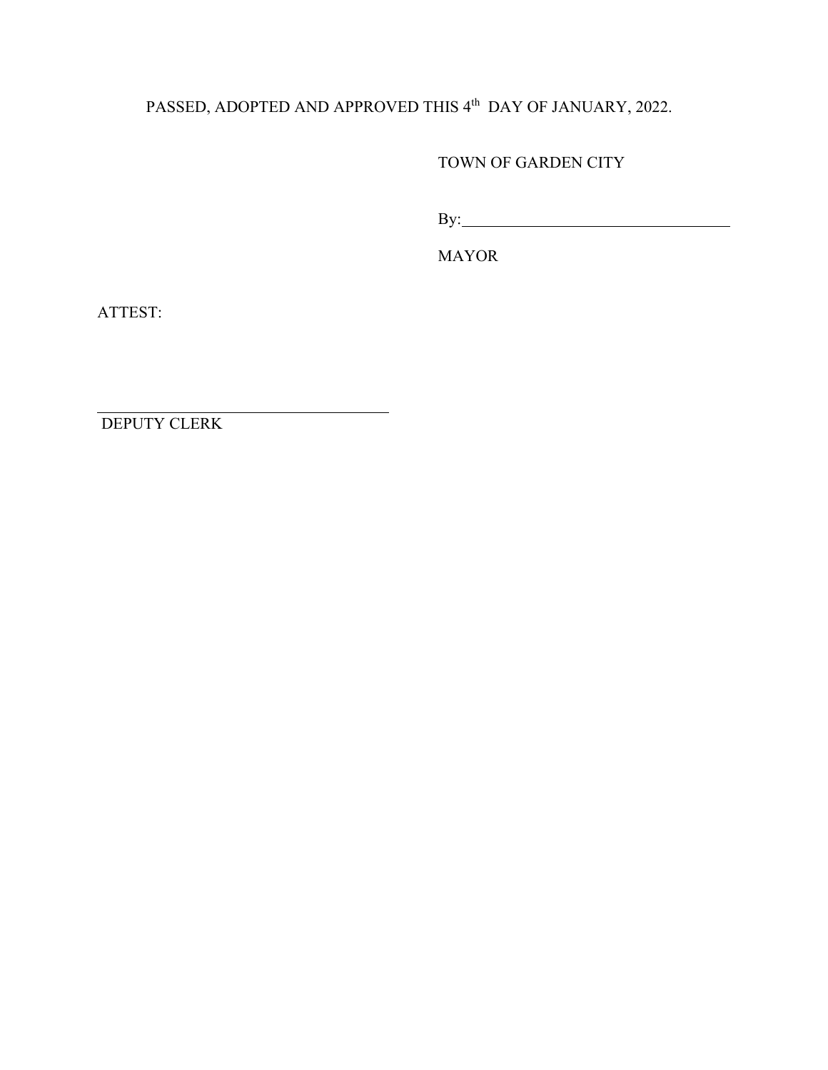PASSED, ADOPTED AND APPROVED THIS 4th DAY OF JANUARY, 2022.

TOWN OF GARDEN CITY

By:\_\_\_\_\_\_\_\_\_\_\_\_\_\_\_\_\_\_\_\_\_\_\_\_\_\_\_\_\_\_\_\_

MAYOR

ATTEST:

\_\_\_\_\_\_\_\_\_\_\_\_\_\_\_\_\_\_\_\_\_\_\_\_\_\_\_\_\_\_\_\_\_\_\_\_

DEPUTY CLERK